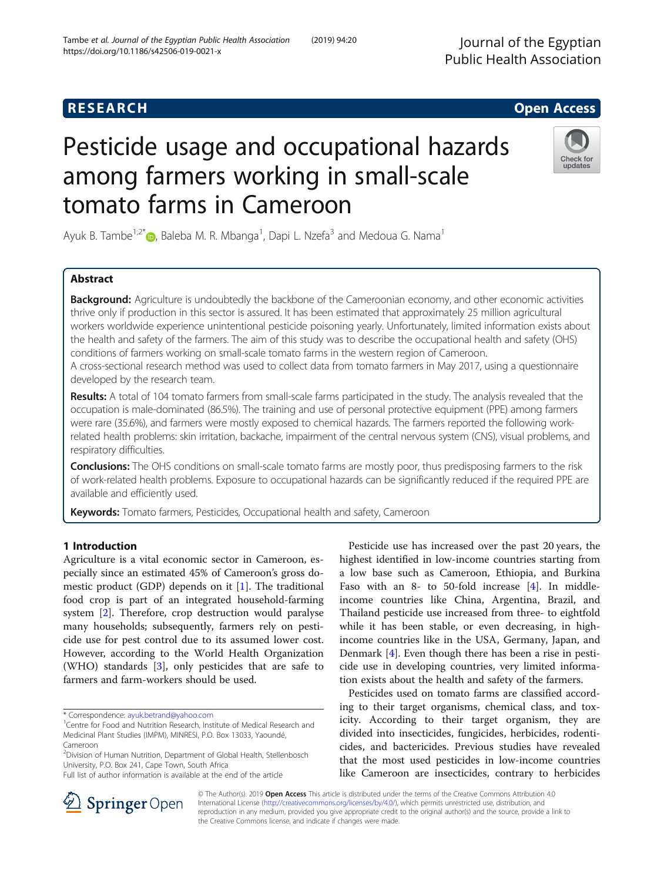RESEARCH Open Access

# Pesticide usage and occupational hazards among farmers working in small-scale tomato farms in Cameroon

Ayuk B. Tambe[1,2*], Baleba M. R. Mbanga[1], Dapi L. Nzefa[3] and Medoua G. Nama[1]

## Abstract

**Background:** Agriculture is undoubtedly the backbone of the Cameroonian economy, and other economic activities thrive only if production in this sector is assured. It has been estimated that approximately 25 million agricultural workers worldwide experience unintentional pesticide poisoning yearly. Unfortunately, limited information exists about the health and safety of the farmers. The aim of this study was to describe the occupational health and safety (OHS) conditions of farmers working on small-scale tomato farms in the western region of Cameroon.

A cross-sectional research method was used to collect data from tomato farmers in May 2017, using a questionnaire developed by the research team.

**Results:** A total of 104 tomato farmers from small-scale farms participated in the study. The analysis revealed that the occupation is male-dominated (86.5%). The training and use of personal protective equipment (PPE) among farmers were rare (35.6%), and farmers were mostly exposed to chemical hazards. The farmers reported the following work-related health problems: skin irritation, backache, impairment of the central nervous system (CNS), visual problems, and respiratory difficulties.

**Conclusions:** The OHS conditions on small-scale tomato farms are mostly poor, thus predisposing farmers to the risk of work-related health problems. Exposure to occupational hazards can be significantly reduced if the required PPE are available and efficiently used.

**Keywords:** Tomato farmers, Pesticides, Occupational health and safety, Cameroon

## 1 Introduction

Agriculture is a vital economic sector in Cameroon, especially since an estimated 45% of Cameroon's gross domestic product (GDP) depends on it [1]. The traditional food crop is part of an integrated household-farming system [2]. Therefore, crop destruction would paralyse many households; subsequently, farmers rely on pesticide use for pest control due to its assumed lower cost. However, according to the World Health Organization (WHO) standards [3], only pesticides that are safe to farmers and farm-workers should be used.

Pesticide use has increased over the past 20 years, the highest identified in low-income countries starting from a low base such as Cameroon, Ethiopia, and Burkina Faso with an 8- to 50-fold increase [4]. In middle-income countries like China, Argentina, Brazil, and Thailand pesticide use increased from three- to eightfold while it has been stable, or even decreasing, in high-income countries like in the USA, Germany, Japan, and Denmark [4]. Even though there has been a rise in pesticide use in developing countries, very limited information exists about the health and safety of the farmers.

Pesticides used on tomato farms are classified according to their target organisms, chemical class, and toxicity. According to their target organism, they are divided into insecticides, fungicides, herbicides, rodenticides, and bactericides. Previous studies have revealed that the most used pesticides in low-income countries like Cameroon are insecticides, contrary to herbicides

* Correspondence: ayuk.betrand@yahoo.com
[1]Centre for Food and Nutrition Research, Institute of Medical Research and Medicinal Plant Studies (IMPM), MINRESI, P.O. Box 13033, Yaoundé, Cameroon
[2]Division of Human Nutrition, Department of Global Health, Stellenbosch University, P.O. Box 241, Cape Town, South Africa
Full list of author information is available at the end of the article

© The Author(s). 2019 **Open Access** This article is distributed under the terms of the Creative Commons Attribution 4.0 International License (http://creativecommons.org/licenses/by/4.0/), which permits unrestricted use, distribution, and reproduction in any medium, provided you give appropriate credit to the original author(s) and the source, provide a link to the Creative Commons license, and indicate if changes were made.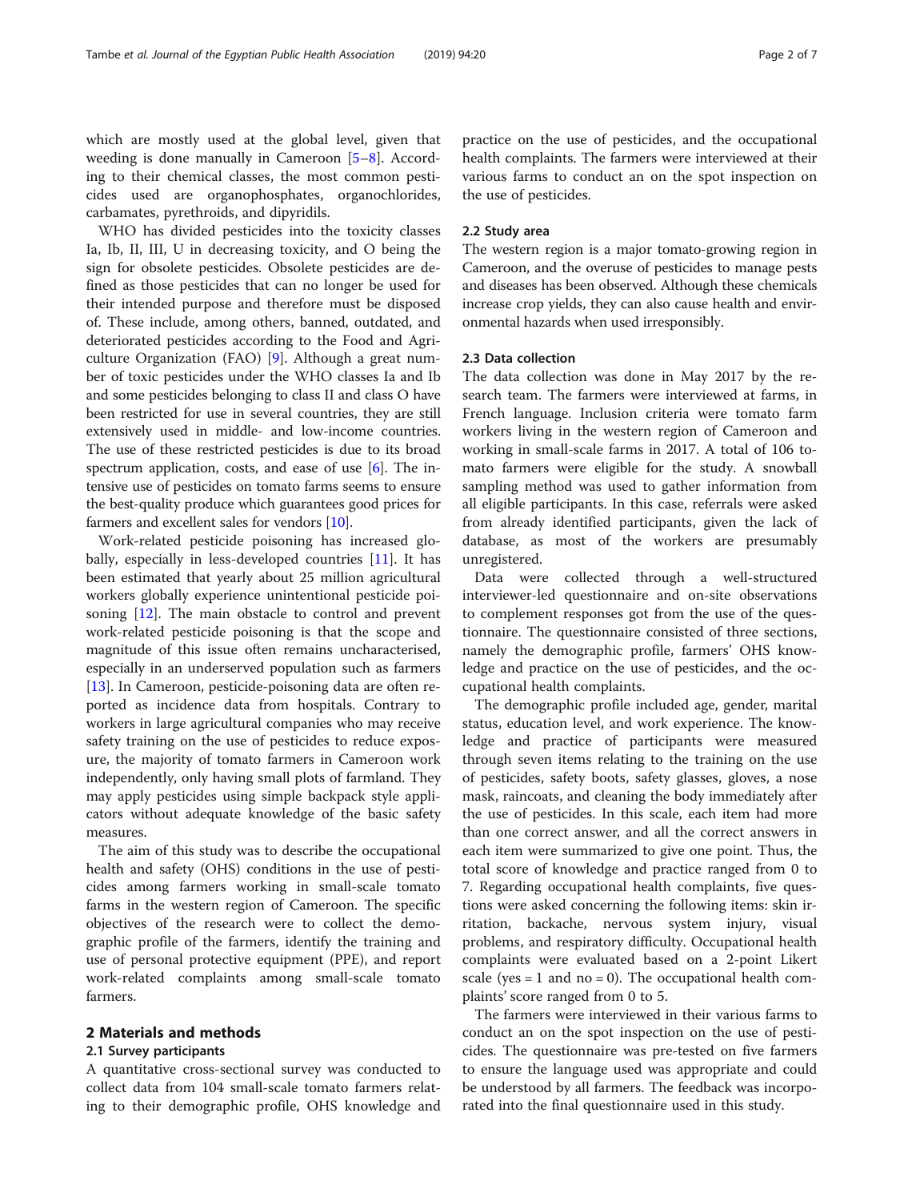which are mostly used at the global level, given that weeding is done manually in Cameroon [5–8]. According to their chemical classes, the most common pesticides used are organophosphates, organochlorides, carbamates, pyrethroids, and dipyridils.

WHO has divided pesticides into the toxicity classes Ia, Ib, II, III, U in decreasing toxicity, and O being the sign for obsolete pesticides. Obsolete pesticides are defined as those pesticides that can no longer be used for their intended purpose and therefore must be disposed of. These include, among others, banned, outdated, and deteriorated pesticides according to the Food and Agriculture Organization (FAO) [9]. Although a great number of toxic pesticides under the WHO classes Ia and Ib and some pesticides belonging to class II and class O have been restricted for use in several countries, they are still extensively used in middle- and low-income countries. The use of these restricted pesticides is due to its broad spectrum application, costs, and ease of use [6]. The intensive use of pesticides on tomato farms seems to ensure the best-quality produce which guarantees good prices for farmers and excellent sales for vendors [10].

Work-related pesticide poisoning has increased globally, especially in less-developed countries [11]. It has been estimated that yearly about 25 million agricultural workers globally experience unintentional pesticide poisoning [12]. The main obstacle to control and prevent work-related pesticide poisoning is that the scope and magnitude of this issue often remains uncharacterised, especially in an underserved population such as farmers [13]. In Cameroon, pesticide-poisoning data are often reported as incidence data from hospitals. Contrary to workers in large agricultural companies who may receive safety training on the use of pesticides to reduce exposure, the majority of tomato farmers in Cameroon work independently, only having small plots of farmland. They may apply pesticides using simple backpack style applicators without adequate knowledge of the basic safety measures.

The aim of this study was to describe the occupational health and safety (OHS) conditions in the use of pesticides among farmers working in small-scale tomato farms in the western region of Cameroon. The specific objectives of the research were to collect the demographic profile of the farmers, identify the training and use of personal protective equipment (PPE), and report work-related complaints among small-scale tomato farmers.

## 2 Materials and methods

### 2.1 Survey participants

A quantitative cross-sectional survey was conducted to collect data from 104 small-scale tomato farmers relating to their demographic profile, OHS knowledge and practice on the use of pesticides, and the occupational health complaints. The farmers were interviewed at their various farms to conduct an on the spot inspection on the use of pesticides.

### 2.2 Study area

The western region is a major tomato-growing region in Cameroon, and the overuse of pesticides to manage pests and diseases has been observed. Although these chemicals increase crop yields, they can also cause health and environmental hazards when used irresponsibly.

### 2.3 Data collection

The data collection was done in May 2017 by the research team. The farmers were interviewed at farms, in French language. Inclusion criteria were tomato farm workers living in the western region of Cameroon and working in small-scale farms in 2017. A total of 106 tomato farmers were eligible for the study. A snowball sampling method was used to gather information from all eligible participants. In this case, referrals were asked from already identified participants, given the lack of database, as most of the workers are presumably unregistered.

Data were collected through a well-structured interviewer-led questionnaire and on-site observations to complement responses got from the use of the questionnaire. The questionnaire consisted of three sections, namely the demographic profile, farmers' OHS knowledge and practice on the use of pesticides, and the occupational health complaints.

The demographic profile included age, gender, marital status, education level, and work experience. The knowledge and practice of participants were measured through seven items relating to the training on the use of pesticides, safety boots, safety glasses, gloves, a nose mask, raincoats, and cleaning the body immediately after the use of pesticides. In this scale, each item had more than one correct answer, and all the correct answers in each item were summarized to give one point. Thus, the total score of knowledge and practice ranged from 0 to 7. Regarding occupational health complaints, five questions were asked concerning the following items: skin irritation, backache, nervous system injury, visual problems, and respiratory difficulty. Occupational health complaints were evaluated based on a 2-point Likert scale (yes = 1 and no = 0). The occupational health complaints' score ranged from 0 to 5.

The farmers were interviewed in their various farms to conduct an on the spot inspection on the use of pesticides. The questionnaire was pre-tested on five farmers to ensure the language used was appropriate and could be understood by all farmers. The feedback was incorporated into the final questionnaire used in this study.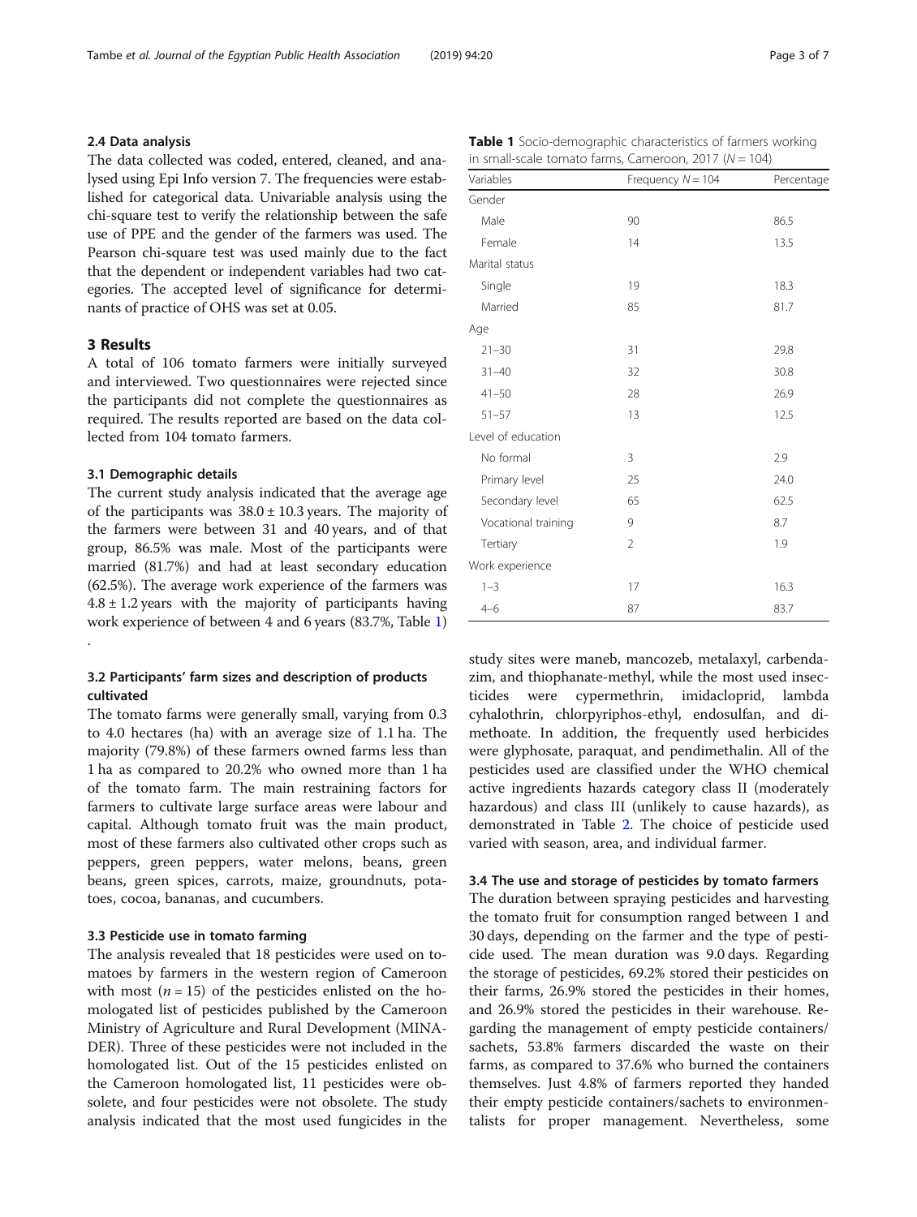### 2.4 Data analysis

The data collected was coded, entered, cleaned, and analysed using Epi Info version 7. The frequencies were established for categorical data. Univariable analysis using the chi-square test to verify the relationship between the safe use of PPE and the gender of the farmers was used. The Pearson chi-square test was used mainly due to the fact that the dependent or independent variables had two categories. The accepted level of significance for determinants of practice of OHS was set at 0.05.

## 3 Results

A total of 106 tomato farmers were initially surveyed and interviewed. Two questionnaires were rejected since the participants did not complete the questionnaires as required. The results reported are based on the data collected from 104 tomato farmers.

### 3.1 Demographic details

The current study analysis indicated that the average age of the participants was $38.0 \pm 10.3$ years. The majority of the farmers were between 31 and 40 years, and of that group, 86.5% was male. Most of the participants were married (81.7%) and had at least secondary education (62.5%). The average work experience of the farmers was $4.8 \pm 1.2$ years with the majority of participants having work experience of between 4 and 6 years (83.7%, Table 1).

**Table 1** Socio-demographic characteristics of farmers working in small-scale tomato farms, Cameroon, 2017 ($N = 104$)

| Variables | Frequency $N = 104$ | Percentage |
|---|---|---|
| Gender | | |
| Male | 90 | 86.5 |
| Female | 14 | 13.5 |
| Marital status | | |
| Single | 19 | 18.3 |
| Married | 85 | 81.7 |
| Age | | |
| 21–30 | 31 | 29.8 |
| 31–40 | 32 | 30.8 |
| 41–50 | 28 | 26.9 |
| 51–57 | 13 | 12.5 |
| Level of education | | |
| No formal | 3 | 2.9 |
| Primary level | 25 | 24.0 |
| Secondary level | 65 | 62.5 |
| Vocational training | 9 | 8.7 |
| Tertiary | 2 | 1.9 |
| Work experience | | |
| 1–3 | 17 | 16.3 |
| 4–6 | 87 | 83.7 |

### 3.2 Participants' farm sizes and description of products cultivated

The tomato farms were generally small, varying from 0.3 to 4.0 hectares (ha) with an average size of 1.1 ha. The majority (79.8%) of these farmers owned farms less than 1 ha as compared to 20.2% who owned more than 1 ha of the tomato farm. The main restraining factors for farmers to cultivate large surface areas were labour and capital. Although tomato fruit was the main product, most of these farmers also cultivated other crops such as peppers, green peppers, water melons, beans, green beans, green spices, carrots, maize, groundnuts, potatoes, cocoa, bananas, and cucumbers.

### 3.3 Pesticide use in tomato farming

The analysis revealed that 18 pesticides were used on tomatoes by farmers in the western region of Cameroon with most ($n = 15$) of the pesticides enlisted on the homologated list of pesticides published by the Cameroon Ministry of Agriculture and Rural Development (MINADER). Three of these pesticides were not included in the homologated list. Out of the 15 pesticides enlisted on the Cameroon homologated list, 11 pesticides were obsolete, and four pesticides were not obsolete. The study analysis indicated that the most used fungicides in the study sites were maneb, mancozeb, metalaxyl, carbendazim, and thiophanate-methyl, while the most used insecticides were cypermethrin, imidacloprid, lambda cyhalothrin, chlorpyriphos-ethyl, endosulfan, and dimethoate. In addition, the frequently used herbicides were glyphosate, paraquat, and pendimethalin. All of the pesticides used are classified under the WHO chemical active ingredients hazards category class II (moderately hazardous) and class III (unlikely to cause hazards), as demonstrated in Table 2. The choice of pesticide used varied with season, area, and individual farmer.

### 3.4 The use and storage of pesticides by tomato farmers

The duration between spraying pesticides and harvesting the tomato fruit for consumption ranged between 1 and 30 days, depending on the farmer and the type of pesticide used. The mean duration was 9.0 days. Regarding the storage of pesticides, 69.2% stored their pesticides on their farms, 26.9% stored the pesticides in their homes, and 26.9% stored the pesticides in their warehouse. Regarding the management of empty pesticide containers/sachets, 53.8% farmers discarded the waste on their farms, as compared to 37.6% who burned the containers themselves. Just 4.8% of farmers reported they handed their empty pesticide containers/sachets to environmentalists for proper management. Nevertheless, some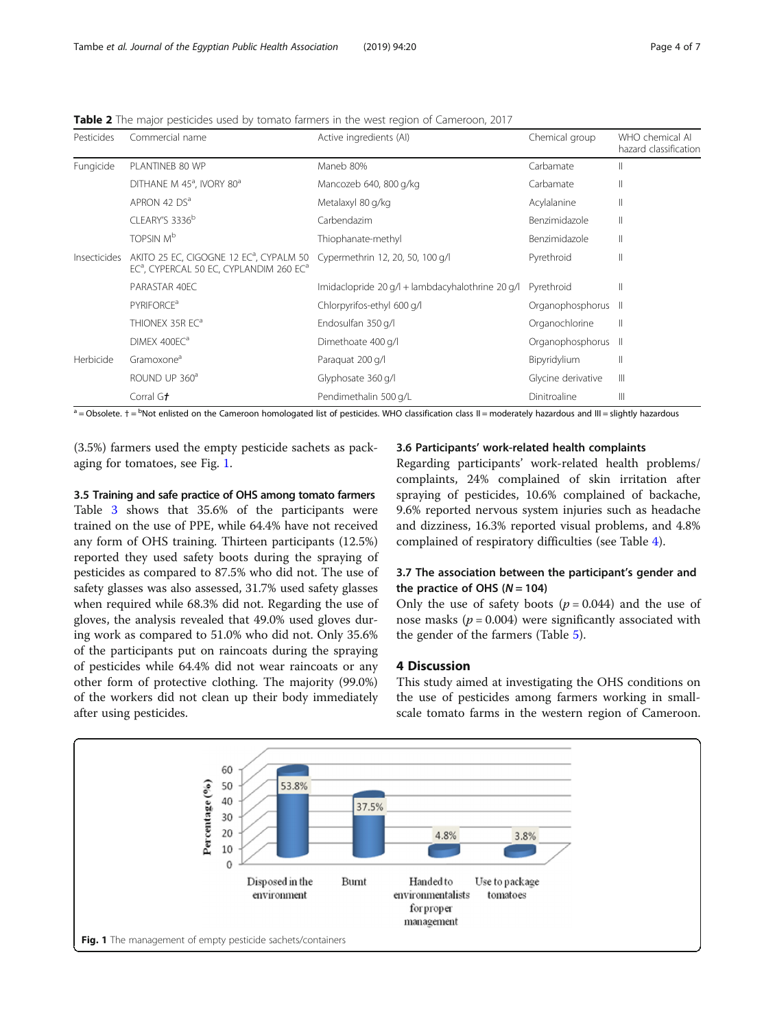**Table 2** The major pesticides used by tomato farmers in the west region of Cameroon, 2017

| Pesticides | Commercial name | Active ingredients (AI) | Chemical group | WHO chemical AI hazard classification |
|---|---|---|---|---|
| Fungicide | PLANTINEB 80 WP | Maneb 80% | Carbamate | II |
| | DITHANE M 45[a], IVORY 80[a] | Mancozeb 640, 800 g/kg | Carbamate | II |
| | APRON 42 DS[a] | Metalaxyl 80 g/kg | Acylalanine | II |
| | CLEARY'S 3336[b] | Carbendazim | Benzimidazole | II |
| | TOPSIN M[b] | Thiophanate-methyl | Benzimidazole | II |
| Insecticides | AKITO 25 EC, CIGOGNE 12 EC[a], CYPALM 50 EC[a], CYPERCAL 50 EC, CYPLANDIM 260 EC[a] | Cypermethrin 12, 20, 50, 100 g/l | Pyrethroid | II |
| | PARASTAR 40EC | Imidaclopride 20 g/l + lambdacyhalothrine 20 g/l | Pyrethroid | II |
| | PYRIFORCE[a] | Chlorpyrifos-ethyl 600 g/l | Organophosphorus | II |
| | THIONEX 35R EC[a] | Endosulfan 350 g/l | Organochlorine | II |
| | DIMEX 400EC[a] | Dimethoate 400 g/l | Organophosphorus | II |
| Herbicide | Gramoxone[a] | Paraquat 200 g/l | Bipyridylium | II |
| | ROUND UP 360[a] | Glyphosate 360 g/l | Glycine derivative | III |
| | Corral G† | Pendimethalin 500 g/L | Dinitroaline | III |

[a] = Obsolete. † = [b]Not enlisted on the Cameroon homologated list of pesticides. WHO classification class II = moderately hazardous and III = slightly hazardous

(3.5%) farmers used the empty pesticide sachets as packaging for tomatoes, see Fig. 1.

### 3.5 Training and safe practice of OHS among tomato farmers

Table 3 shows that 35.6% of the participants were trained on the use of PPE, while 64.4% have not received any form of OHS training. Thirteen participants (12.5%) reported they used safety boots during the spraying of pesticides as compared to 87.5% who did not. The use of safety glasses was also assessed, 31.7% used safety glasses when required while 68.3% did not. Regarding the use of gloves, the analysis revealed that 49.0% used gloves during work as compared to 51.0% who did not. Only 35.6% of the participants put on raincoats during the spraying of pesticides while 64.4% did not wear raincoats or any other form of protective clothing. The majority (99.0%) of the workers did not clean up their body immediately after using pesticides.

### 3.6 Participants' work-related health complaints

Regarding participants' work-related health problems/complaints, 24% complained of skin irritation after spraying of pesticides, 10.6% complained of backache, 9.6% reported nervous system injuries such as headache and dizziness, 16.3% reported visual problems, and 4.8% complained of respiratory difficulties (see Table 4).

### 3.7 The association between the participant's gender and the practice of OHS ($N = 104$)

Only the use of safety boots ($p = 0.044$) and the use of nose masks ($p = 0.004$) were significantly associated with the gender of the farmers (Table 5).

## 4 Discussion

This study aimed at investigating the OHS conditions on the use of pesticides among farmers working in small-scale tomato farms in the western region of Cameroon.

**Fig. 1** The management of empty pesticide sachets/containers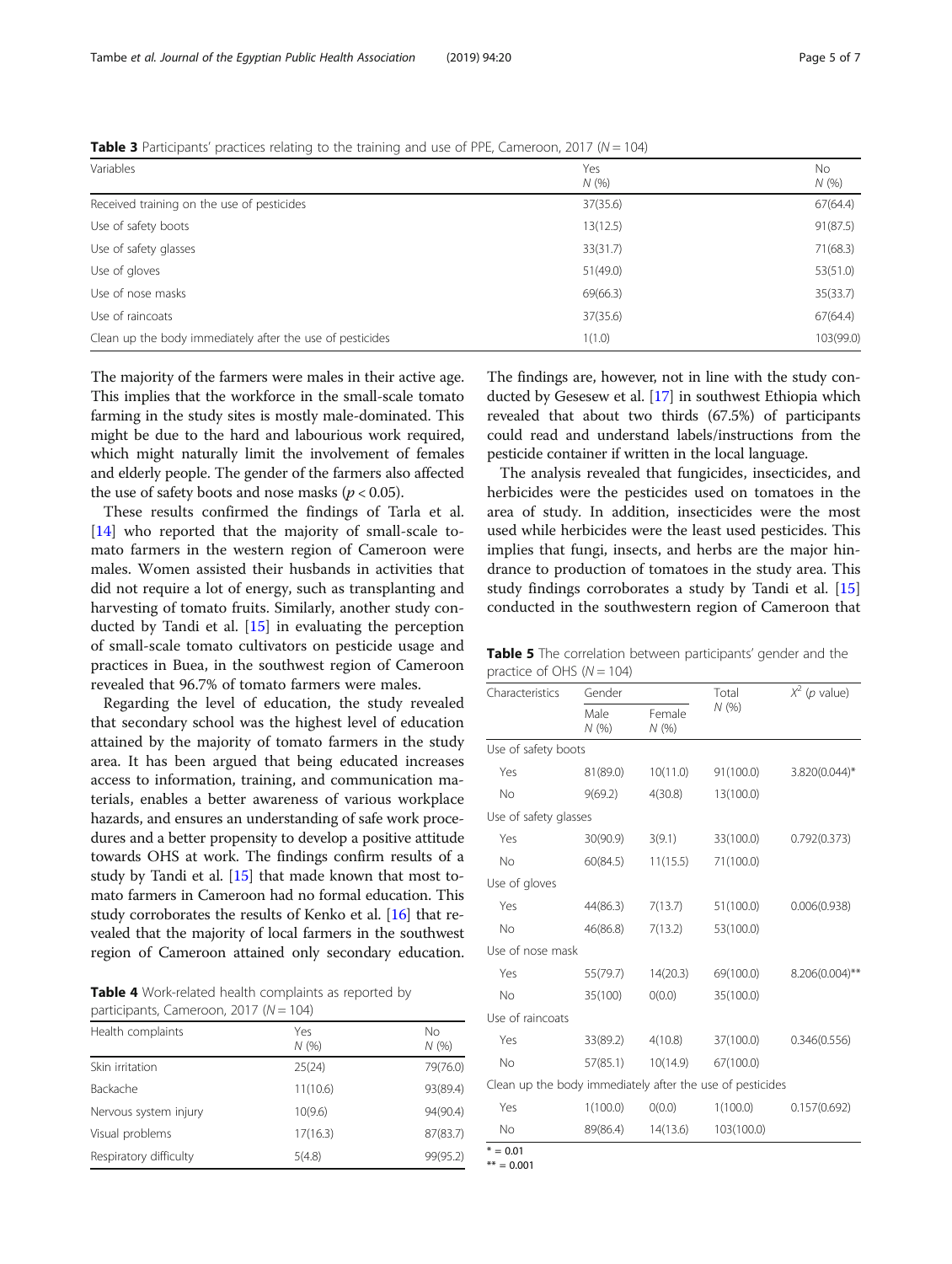**Table 3** Participants' practices relating to the training and use of PPE, Cameroon, 2017 ($N = 104$)

| Variables | Yes N (%) | No N (%) |
|---|---|---|
| Received training on the use of pesticides | 37(35.6) | 67(64.4) |
| Use of safety boots | 13(12.5) | 91(87.5) |
| Use of safety glasses | 33(31.7) | 71(68.3) |
| Use of gloves | 51(49.0) | 53(51.0) |
| Use of nose masks | 69(66.3) | 35(33.7) |
| Use of raincoats | 37(35.6) | 67(64.4) |
| Clean up the body immediately after the use of pesticides | 1(1.0) | 103(99.0) |

The majority of the farmers were males in their active age. This implies that the workforce in the small-scale tomato farming in the study sites is mostly male-dominated. This might be due to the hard and labourious work required, which might naturally limit the involvement of females and elderly people. The gender of the farmers also affected the use of safety boots and nose masks ($p < 0.05$).

These results confirmed the findings of Tarla et al. [14] who reported that the majority of small-scale tomato farmers in the western region of Cameroon were males. Women assisted their husbands in activities that did not require a lot of energy, such as transplanting and harvesting of tomato fruits. Similarly, another study conducted by Tandi et al. [15] in evaluating the perception of small-scale tomato cultivators on pesticide usage and practices in Buea, in the southwest region of Cameroon revealed that 96.7% of tomato farmers were males.

Regarding the level of education, the study revealed that secondary school was the highest level of education attained by the majority of tomato farmers in the study area. It has been argued that being educated increases access to information, training, and communication materials, enables a better awareness of various workplace hazards, and ensures an understanding of safe work procedures and a better propensity to develop a positive attitude towards OHS at work. The findings confirm results of a study by Tandi et al. [15] that made known that most tomato farmers in Cameroon had no formal education. This study corroborates the results of Kenko et al. [16] that revealed that the majority of local farmers in the southwest region of Cameroon attained only secondary education.

**Table 4** Work-related health complaints as reported by participants, Cameroon, 2017 ($N = 104$)

| Health complaints | Yes N (%) | No N (%) |
|---|---|---|
| Skin irritation | 25(24) | 79(76.0) |
| Backache | 11(10.6) | 93(89.4) |
| Nervous system injury | 10(9.6) | 94(90.4) |
| Visual problems | 17(16.3) | 87(83.7) |
| Respiratory difficulty | 5(4.8) | 99(95.2) |

The findings are, however, not in line with the study conducted by Gesesew et al. [17] in southwest Ethiopia which revealed that about two thirds (67.5%) of participants could read and understand labels/instructions from the pesticide container if written in the local language.

The analysis revealed that fungicides, insecticides, and herbicides were the pesticides used on tomatoes in the area of study. In addition, insecticides were the most used while herbicides were the least used pesticides. This implies that fungi, insects, and herbs are the major hindrance to production of tomatoes in the study area. This study findings corroborates a study by Tandi et al. [15] conducted in the southwestern region of Cameroon that

**Table 5** The correlation between participants' gender and the practice of OHS ($N = 104$)

| Characteristics | Gender | | Total N (%) | $X^2$ (p value) |
|---|---|---|---|---|
| | Male N (%) | Female N (%) | | |
| Use of safety boots | | | | |
| Yes | 81(89.0) | 10(11.0) | 91(100.0) | 3.820(0.044)* |
| No | 9(69.2) | 4(30.8) | 13(100.0) | |
| Use of safety glasses | | | | |
| Yes | 30(90.9) | 3(9.1) | 33(100.0) | 0.792(0.373) |
| No | 60(84.5) | 11(15.5) | 71(100.0) | |
| Use of gloves | | | | |
| Yes | 44(86.3) | 7(13.7) | 51(100.0) | 0.006(0.938) |
| No | 46(86.8) | 7(13.2) | 53(100.0) | |
| Use of nose mask | | | | |
| Yes | 55(79.7) | 14(20.3) | 69(100.0) | 8.206(0.004)** |
| No | 35(100) | 0(0.0) | 35(100.0) | |
| Use of raincoats | | | | |
| Yes | 33(89.2) | 4(10.8) | 37(100.0) | 0.346(0.556) |
| No | 57(85.1) | 10(14.9) | 67(100.0) | |
| Clean up the body immediately after the use of pesticides | | | | |
| Yes | 1(100.0) | 0(0.0) | 1(100.0) | 0.157(0.692) |
| No | 89(86.4) | 14(13.6) | 103(100.0) | |

\* = 0.01
\*\* = 0.001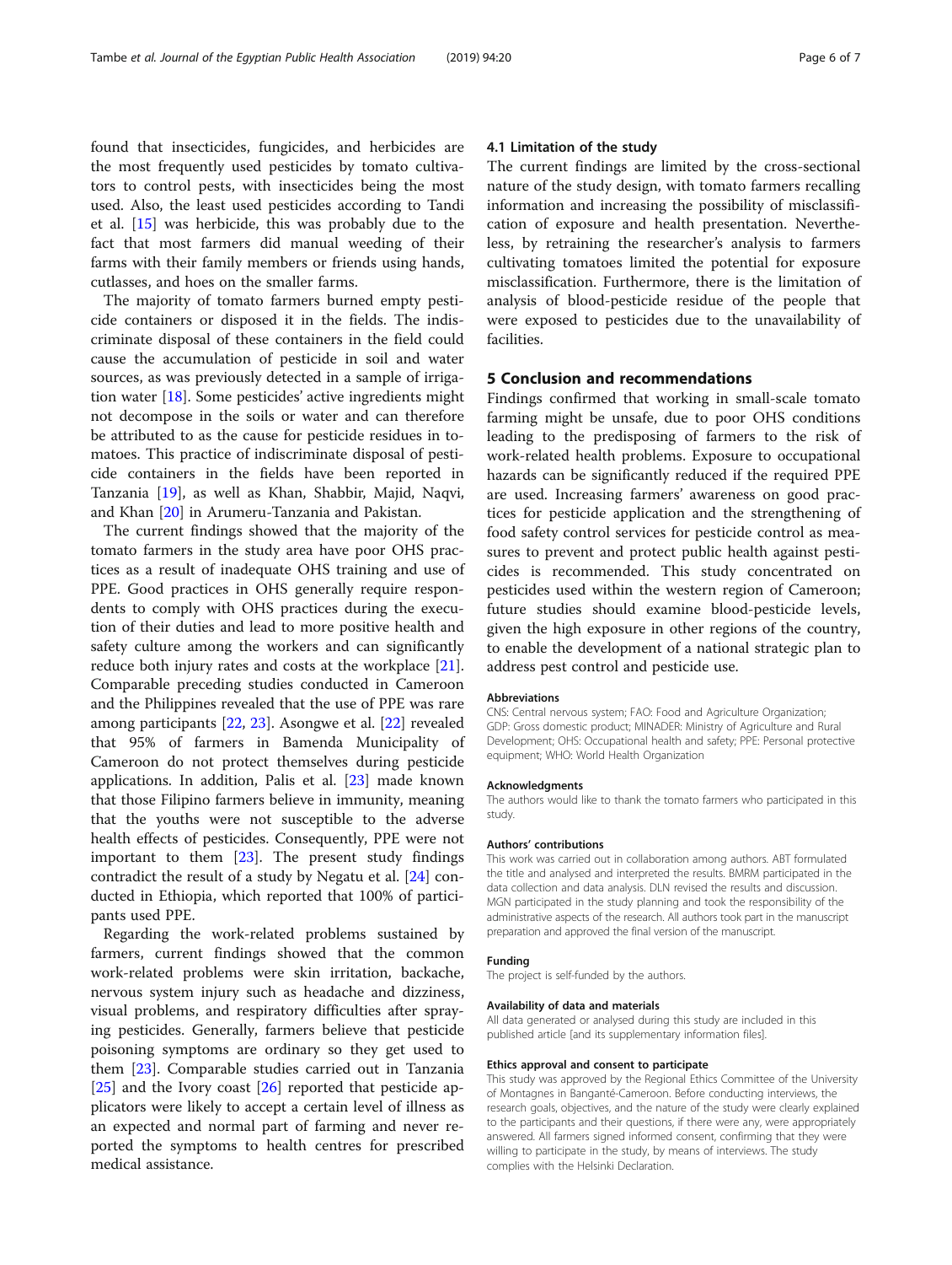found that insecticides, fungicides, and herbicides are the most frequently used pesticides by tomato cultivators to control pests, with insecticides being the most used. Also, the least used pesticides according to Tandi et al. [15] was herbicide, this was probably due to the fact that most farmers did manual weeding of their farms with their family members or friends using hands, cutlasses, and hoes on the smaller farms.

The majority of tomato farmers burned empty pesticide containers or disposed it in the fields. The indiscriminate disposal of these containers in the field could cause the accumulation of pesticide in soil and water sources, as was previously detected in a sample of irrigation water [18]. Some pesticides' active ingredients might not decompose in the soils or water and can therefore be attributed to as the cause for pesticide residues in tomatoes. This practice of indiscriminate disposal of pesticide containers in the fields have been reported in Tanzania [19], as well as Khan, Shabbir, Majid, Naqvi, and Khan [20] in Arumeru-Tanzania and Pakistan.

The current findings showed that the majority of the tomato farmers in the study area have poor OHS practices as a result of inadequate OHS training and use of PPE. Good practices in OHS generally require respondents to comply with OHS practices during the execution of their duties and lead to more positive health and safety culture among the workers and can significantly reduce both injury rates and costs at the workplace [21]. Comparable preceding studies conducted in Cameroon and the Philippines revealed that the use of PPE was rare among participants [22, 23]. Asongwe et al. [22] revealed that 95% of farmers in Bamenda Municipality of Cameroon do not protect themselves during pesticide applications. In addition, Palis et al. [23] made known that those Filipino farmers believe in immunity, meaning that the youths were not susceptible to the adverse health effects of pesticides. Consequently, PPE were not important to them [23]. The present study findings contradict the result of a study by Negatu et al. [24] conducted in Ethiopia, which reported that 100% of participants used PPE.

Regarding the work-related problems sustained by farmers, current findings showed that the common work-related problems were skin irritation, backache, nervous system injury such as headache and dizziness, visual problems, and respiratory difficulties after spraying pesticides. Generally, farmers believe that pesticide poisoning symptoms are ordinary so they get used to them [23]. Comparable studies carried out in Tanzania [25] and the Ivory coast [26] reported that pesticide applicators were likely to accept a certain level of illness as an expected and normal part of farming and never reported the symptoms to health centres for prescribed medical assistance.

### 4.1 Limitation of the study

The current findings are limited by the cross-sectional nature of the study design, with tomato farmers recalling information and increasing the possibility of misclassification of exposure and health presentation. Nevertheless, by retraining the researcher's analysis to farmers cultivating tomatoes limited the potential for exposure misclassification. Furthermore, there is the limitation of analysis of blood-pesticide residue of the people that were exposed to pesticides due to the unavailability of facilities.

## 5 Conclusion and recommendations

Findings confirmed that working in small-scale tomato farming might be unsafe, due to poor OHS conditions leading to the predisposing of farmers to the risk of work-related health problems. Exposure to occupational hazards can be significantly reduced if the required PPE are used. Increasing farmers' awareness on good practices for pesticide application and the strengthening of food safety control services for pesticide control as measures to prevent and protect public health against pesticides is recommended. This study concentrated on pesticides used within the western region of Cameroon; future studies should examine blood-pesticide levels, given the high exposure in other regions of the country, to enable the development of a national strategic plan to address pest control and pesticide use.

#### Abbreviations

CNS: Central nervous system; FAO: Food and Agriculture Organization; GDP: Gross domestic product; MINADER: Ministry of Agriculture and Rural Development; OHS: Occupational health and safety; PPE: Personal protective equipment; WHO: World Health Organization

#### Acknowledgments

The authors would like to thank the tomato farmers who participated in this study.

#### Authors' contributions

This work was carried out in collaboration among authors. ABT formulated the title and analysed and interpreted the results. BMRM participated in the data collection and data analysis. DLN revised the results and discussion. MGN participated in the study planning and took the responsibility of the administrative aspects of the research. All authors took part in the manuscript preparation and approved the final version of the manuscript.

#### Funding

The project is self-funded by the authors.

#### Availability of data and materials

All data generated or analysed during this study are included in this published article [and its supplementary information files].

#### Ethics approval and consent to participate

This study was approved by the Regional Ethics Committee of the University of Montagnes in Banganté-Cameroon. Before conducting interviews, the research goals, objectives, and the nature of the study were clearly explained to the participants and their questions, if there were any, were appropriately answered. All farmers signed informed consent, confirming that they were willing to participate in the study, by means of interviews. The study complies with the Helsinki Declaration.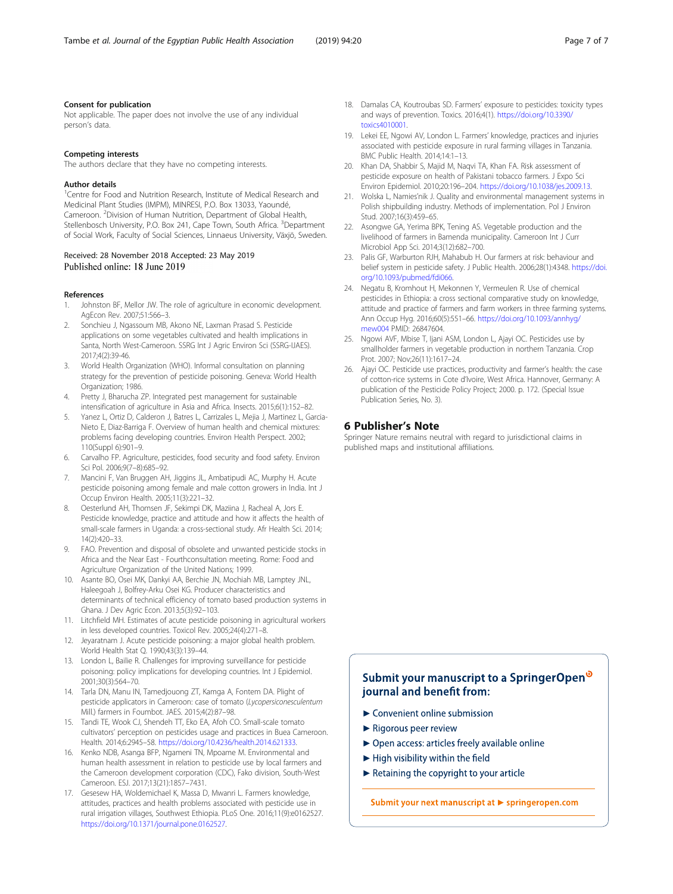### Consent for publication

Not applicable. The paper does not involve the use of any individual person's data.

### Competing interests

The authors declare that they have no competing interests.

### Author details

[1]Centre for Food and Nutrition Research, Institute of Medical Research and Medicinal Plant Studies (IMPM), MINRESI, P.O. Box 13033, Yaoundé, Cameroon. [2]Division of Human Nutrition, Department of Global Health, Stellenbosch University, P.O. Box 241, Cape Town, South Africa. [3]Department of Social Work, Faculty of Social Sciences, Linnaeus University, Växjö, Sweden.

Received: 28 November 2018 Accepted: 23 May 2019
Published online: 18 June 2019

### References

1. Johnston BF, Mellor JW. The role of agriculture in economic development. AgEcon Rev. 2007;51:566–3.
2. Sonchieu J, Ngassoum MB, Akono NE, Laxman Prasad S. Pesticide applications on some vegetables cultivated and health implications in Santa, North West-Cameroon. SSRG Int J Agric Environ Sci (SSRG-IJAES). 2017;4(2):39-46.
3. World Health Organization (WHO). Informal consultation on planning strategy for the prevention of pesticide poisoning. Geneva: World Health Organization; 1986.
4. Pretty J, Bharucha ZP. Integrated pest management for sustainable intensification of agriculture in Asia and Africa. Insects. 2015;6(1):152–82.
5. Yanez L, Ortiz D, Calderon J, Batres L, Carrizales L, Mejia J, Martinez L, Garcia-Nieto E, Diaz-Barriga F. Overview of human health and chemical mixtures: problems facing developing countries. Environ Health Perspect. 2002; 110(Suppl 6):901–9.
6. Carvalho FP. Agriculture, pesticides, food security and food safety. Environ Sci Pol. 2006;9(7–8):685–92.
7. Mancini F, Van Bruggen AH, Jiggins JL, Ambatipudi AC, Murphy H. Acute pesticide poisoning among female and male cotton growers in India. Int J Occup Environ Health. 2005;11(3):221–32.
8. Oesterlund AH, Thomsen JF, Sekimpi DK, Maziina J, Racheal A, Jors E. Pesticide knowledge, practice and attitude and how it affects the health of small-scale farmers in Uganda: a cross-sectional study. Afr Health Sci. 2014; 14(2):420–33.
9. FAO. Prevention and disposal of obsolete and unwanted pesticide stocks in Africa and the Near East - Fourthconsultation meeting. Rome: Food and Agriculture Organization of the United Nations; 1999.
10. Asante BO, Osei MK, Dankyi AA, Berchie JN, Mochiah MB, Lamptey JNL, Haleegoah J, Bolfrey-Arku Osei KG. Producer characteristics and determinants of technical efficiency of tomato based production systems in Ghana. J Dev Agric Econ. 2013;5(3):92–103.
11. Litchfield MH. Estimates of acute pesticide poisoning in agricultural workers in less developed countries. Toxicol Rev. 2005;24(4):271–8.
12. Jeyaratnam J. Acute pesticide poisoning: a major global health problem. World Health Stat Q. 1990;43(3):139–44.
13. London L, Bailie R. Challenges for improving surveillance for pesticide poisoning: policy implications for developing countries. Int J Epidemiol. 2001;30(3):564–70.
14. Tarla DN, Manu IN, Tamedjouong ZT, Kamga A, Fontem DA. Plight of pesticide applicators in Cameroon: case of tomato (*Lycopersiconesculentum* Mill.) farmers in Foumbot. JAES. 2015;4(2):87–98.
15. Tandi TE, Wook CJ, Shendeh TT, Eko EA, Afoh CO. Small-scale tomato cultivators' perception on pesticides usage and practices in Buea Cameroon. Health. 2014;6:2945–58. https://doi.org/10.4236/health.2014.621333.
16. Kenko NDB, Asanga BFP, Ngameni TN, Mpoame M. Environmental and human health assessment in relation to pesticide use by local farmers and the Cameroon development corporation (CDC), Fako division, South-West Cameroon. ESJ. 2017;13(21):1857–7431.
17. Gesesew HA, Woldemichael K, Massa D, Mwanri L. Farmers knowledge, attitudes, practices and health problems associated with pesticide use in rural irrigation villages, Southwest Ethiopia. PLoS One. 2016;11(9):e0162527. https://doi.org/10.1371/journal.pone.0162527.
18. Damalas CA, Koutroubas SD. Farmers' exposure to pesticides: toxicity types and ways of prevention. Toxics. 2016;4(1). https://doi.org/10.3390/toxics4010001.
19. Lekei EE, Ngowi AV, London L. Farmers' knowledge, practices and injuries associated with pesticide exposure in rural farming villages in Tanzania. BMC Public Health. 2014;14:1–13.
20. Khan DA, Shabbir S, Majid M, Naqvi TA, Khan FA. Risk assessment of pesticide exposure on health of Pakistani tobacco farmers. J Expo Sci Environ Epidemiol. 2010;20:196–204. https://doi.org/10.1038/jes.2009.13.
21. Wolska L, Namies'nik J. Quality and environmental management systems in Polish shipbuilding industry. Methods of implementation. Pol J Environ Stud. 2007;16(3):459–65.
22. Asongwe GA, Yerima BPK, Tening AS. Vegetable production and the livelihood of farmers in Bamenda municipality. Cameroon Int J Curr Microbiol App Sci. 2014;3(12):682–700.
23. Palis GF, Warburton RJH, Mahabub H. Our farmers at risk: behaviour and belief system in pesticide safety. J Public Health. 2006;28(1):4348. https://doi.org/10.1093/pubmed/fdi066.
24. Negatu B, Kromhout H, Mekonnen Y, Vermeulen R. Use of chemical pesticides in Ethiopia: a cross sectional comparative study on knowledge, attitude and practice of farmers and farm workers in three farming systems. Ann Occup Hyg. 2016;60(5):551–66. https://doi.org/10.1093/annhyg/mew004 PMID: 26847604.
25. Ngowi AVF, Mbise T, Ijani ASM, London L, Ajayi OC. Pesticides use by smallholder farmers in vegetable production in northern Tanzania. Crop Prot. 2007; Nov;26(11):1617–24.
26. Ajayi OC. Pesticide use practices, productivity and farmer's health: the case of cotton-rice systems in Cote d'Ivoire, West Africa. Hannover, Germany: A publication of the Pesticide Policy Project; 2000. p. 172. (Special Issue Publication Series, No. 3).

## 6 Publisher's Note

Springer Nature remains neutral with regard to jurisdictional claims in published maps and institutional affiliations.

**Submit your manuscript to a SpringerOpen journal and benefit from:**

- Convenient online submission
- Rigorous peer review
- Open access: articles freely available online
- High visibility within the field
- Retaining the copyright to your article

Submit your next manuscript at ▶ springeropen.com